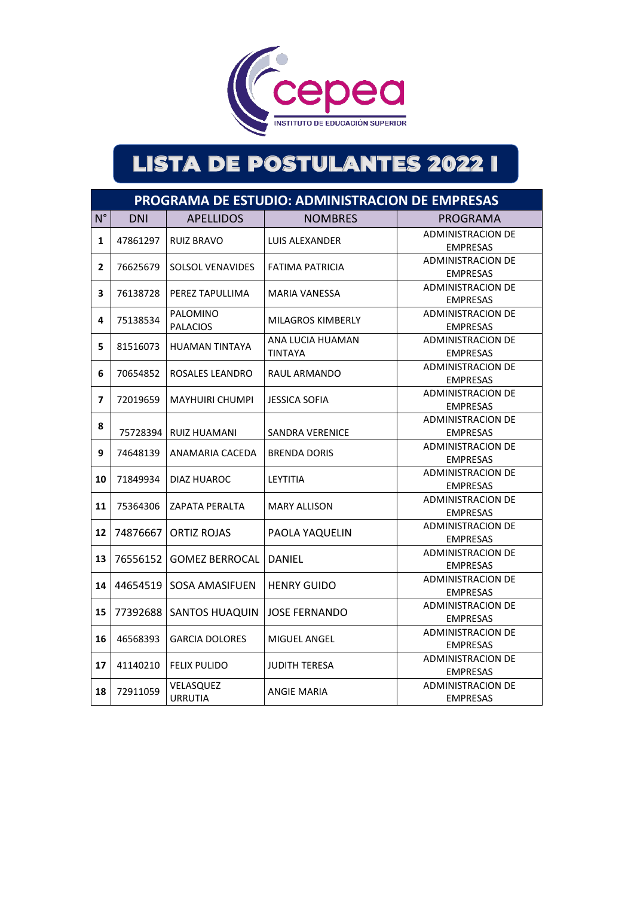cepea

INSTITUTO DE EDUCACIÓN SUPERIOR

# LISTA DE POSTULANTES 2022 I

| PROGRAMA DE ESTUDIO: ADMINISTRACION DE EMPRESAS | | | | |
|---|---|---|---|---|
| N° | DNI | APELLIDOS | NOMBRES | PROGRAMA |
| **1** | 47861297 | RUIZ BRAVO | LUIS ALEXANDER | ADMINISTRACION DE EMPRESAS |
| **2** | 76625679 | SOLSOL VENAVIDES | FATIMA PATRICIA | ADMINISTRACION DE EMPRESAS |
| **3** | 76138728 | PEREZ TAPULLIMA | MARIA VANESSA | ADMINISTRACION DE EMPRESAS |
| **4** | 75138534 | PALOMINO PALACIOS | MILAGROS KIMBERLY | ADMINISTRACION DE EMPRESAS |
| **5** | 81516073 | HUAMAN TINTAYA | ANA LUCIA HUAMAN TINTAYA | ADMINISTRACION DE EMPRESAS |
| **6** | 70654852 | ROSALES LEANDRO | RAUL ARMANDO | ADMINISTRACION DE EMPRESAS |
| **7** | 72019659 | MAYHUIRI CHUMPI | JESSICA SOFIA | ADMINISTRACION DE EMPRESAS |
| **8** | 75728394 | RUIZ HUAMANI | SANDRA VERENICE | ADMINISTRACION DE EMPRESAS |
| **9** | 74648139 | ANAMARIA CACEDA | BRENDA DORIS | ADMINISTRACION DE EMPRESAS |
| **10** | 71849934 | DIAZ HUAROC | LEYTITIA | ADMINISTRACION DE EMPRESAS |
| **11** | 75364306 | ZAPATA PERALTA | MARY ALLISON | ADMINISTRACION DE EMPRESAS |
| **12** | 74876667 | ORTIZ ROJAS | PAOLA YAQUELIN | ADMINISTRACION DE EMPRESAS |
| **13** | 76556152 | GOMEZ BERROCAL | DANIEL | ADMINISTRACION DE EMPRESAS |
| **14** | 44654519 | SOSA AMASIFUEN | HENRY GUIDO | ADMINISTRACION DE EMPRESAS |
| **15** | 77392688 | SANTOS HUAQUIN | JOSE FERNANDO | ADMINISTRACION DE EMPRESAS |
| **16** | 46568393 | GARCIA DOLORES | MIGUEL ANGEL | ADMINISTRACION DE EMPRESAS |
| **17** | 41140210 | FELIX PULIDO | JUDITH TERESA | ADMINISTRACION DE EMPRESAS |
| **18** | 72911059 | VELASQUEZ URRUTIA | ANGIE MARIA | ADMINISTRACION DE EMPRESAS |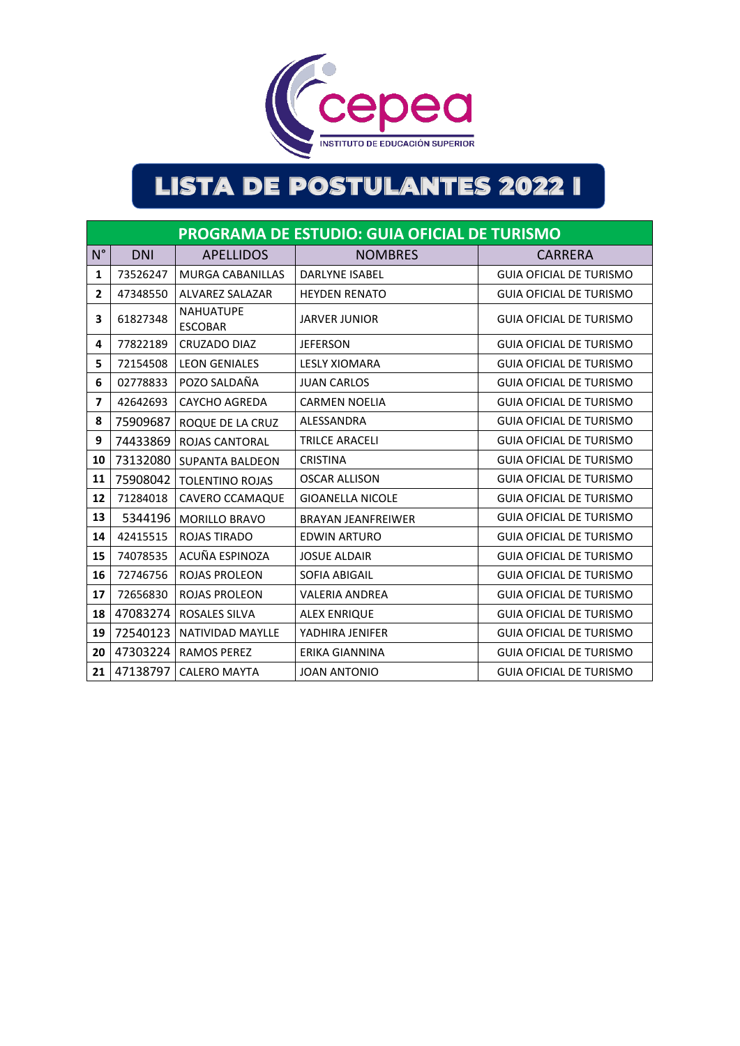cepea

INSTITUTO DE EDUCACIÓN SUPERIOR

# LISTA DE POSTULANTES 2022 I

| PROGRAMA DE ESTUDIO: GUIA OFICIAL DE TURISMO | | | | |
|---|---|---|---|---|
| N° | DNI | APELLIDOS | NOMBRES | CARRERA |
| 1 | 73526247 | MURGA CABANILLAS | DARLYNE ISABEL | GUIA OFICIAL DE TURISMO |
| 2 | 47348550 | ALVAREZ SALAZAR | HEYDEN RENATO | GUIA OFICIAL DE TURISMO |
| 3 | 61827348 | NAHUATUPE ESCOBAR | JARVER JUNIOR | GUIA OFICIAL DE TURISMO |
| 4 | 77822189 | CRUZADO DIAZ | JEFERSON | GUIA OFICIAL DE TURISMO |
| 5 | 72154508 | LEON GENIALES | LESLY XIOMARA | GUIA OFICIAL DE TURISMO |
| 6 | 02778833 | POZO SALDAÑA | JUAN CARLOS | GUIA OFICIAL DE TURISMO |
| 7 | 42642693 | CAYCHO AGREDA | CARMEN NOELIA | GUIA OFICIAL DE TURISMO |
| 8 | 75909687 | ROQUE DE LA CRUZ | ALESSANDRA | GUIA OFICIAL DE TURISMO |
| 9 | 74433869 | ROJAS CANTORAL | TRILCE ARACELI | GUIA OFICIAL DE TURISMO |
| 10 | 73132080 | SUPANTA BALDEON | CRISTINA | GUIA OFICIAL DE TURISMO |
| 11 | 75908042 | TOLENTINO ROJAS | OSCAR ALLISON | GUIA OFICIAL DE TURISMO |
| 12 | 71284018 | CAVERO CCAMAQUE | GIOANELLA NICOLE | GUIA OFICIAL DE TURISMO |
| 13 | 5344196 | MORILLO BRAVO | BRAYAN JEANFREIWER | GUIA OFICIAL DE TURISMO |
| 14 | 42415515 | ROJAS TIRADO | EDWIN ARTURO | GUIA OFICIAL DE TURISMO |
| 15 | 74078535 | ACUÑA ESPINOZA | JOSUE ALDAIR | GUIA OFICIAL DE TURISMO |
| 16 | 72746756 | ROJAS PROLEON | SOFIA ABIGAIL | GUIA OFICIAL DE TURISMO |
| 17 | 72656830 | ROJAS PROLEON | VALERIA ANDREA | GUIA OFICIAL DE TURISMO |
| 18 | 47083274 | ROSALES SILVA | ALEX ENRIQUE | GUIA OFICIAL DE TURISMO |
| 19 | 72540123 | NATIVIDAD MAYLLE | YADHIRA JENIFER | GUIA OFICIAL DE TURISMO |
| 20 | 47303224 | RAMOS PEREZ | ERIKA GIANNINA | GUIA OFICIAL DE TURISMO |
| 21 | 47138797 | CALERO MAYTA | JOAN ANTONIO | GUIA OFICIAL DE TURISMO |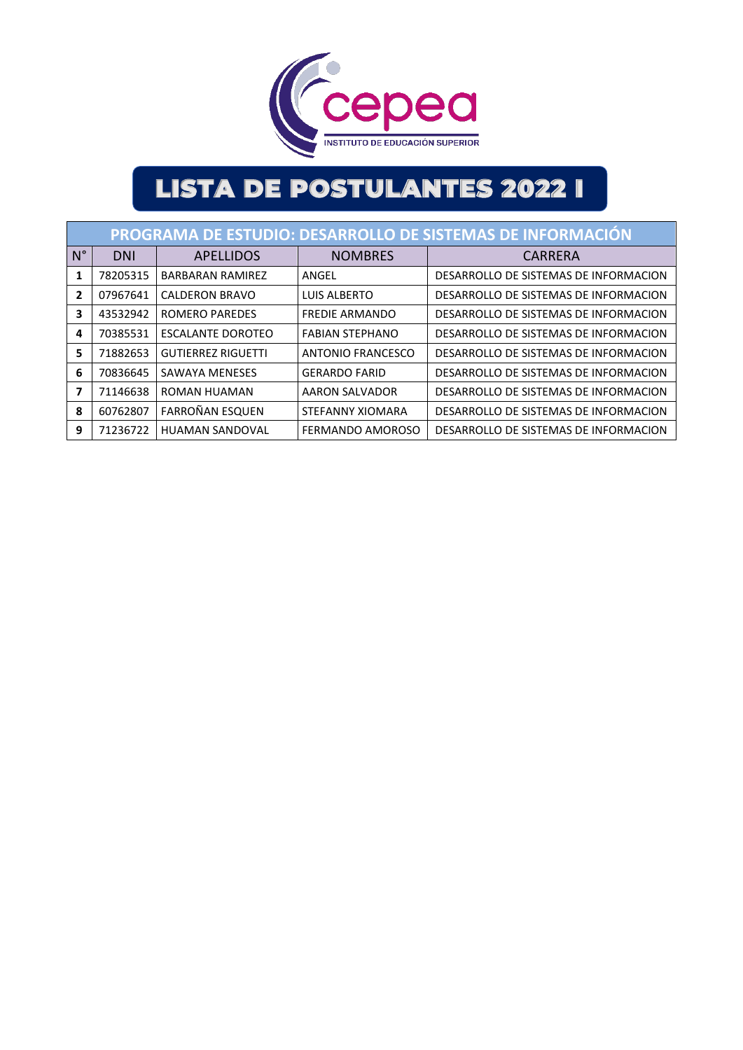cepea

INSTITUTO DE EDUCACIÓN SUPERIOR

# LISTA DE POSTULANTES 2022 I

| PROGRAMA DE ESTUDIO: DESARROLLO DE SISTEMAS DE INFORMACIÓN | | | | |
|---|---|---|---|---|
| N° | DNI | APELLIDOS | NOMBRES | CARRERA |
| **1** | 78205315 | BARBARAN RAMIREZ | ANGEL | DESARROLLO DE SISTEMAS DE INFORMACION |
| **2** | 07967641 | CALDERON BRAVO | LUIS ALBERTO | DESARROLLO DE SISTEMAS DE INFORMACION |
| **3** | 43532942 | ROMERO PAREDES | FREDIE ARMANDO | DESARROLLO DE SISTEMAS DE INFORMACION |
| **4** | 70385531 | ESCALANTE DOROTEO | FABIAN STEPHANO | DESARROLLO DE SISTEMAS DE INFORMACION |
| **5** | 71882653 | GUTIERREZ RIGUETTI | ANTONIO FRANCESCO | DESARROLLO DE SISTEMAS DE INFORMACION |
| **6** | 70836645 | SAWAYA MENESES | GERARDO FARID | DESARROLLO DE SISTEMAS DE INFORMACION |
| **7** | 71146638 | ROMAN HUAMAN | AARON SALVADOR | DESARROLLO DE SISTEMAS DE INFORMACION |
| **8** | 60762807 | FARROÑAN ESQUEN | STEFANNY XIOMARA | DESARROLLO DE SISTEMAS DE INFORMACION |
| **9** | 71236722 | HUAMAN SANDOVAL | FERMANDO AMOROSO | DESARROLLO DE SISTEMAS DE INFORMACION |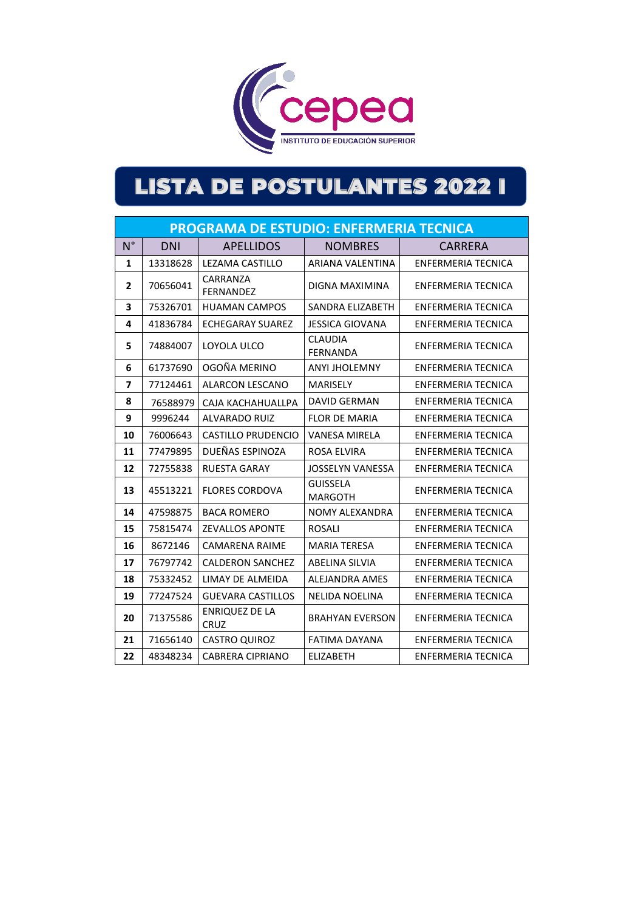cepea

INSTITUTO DE EDUCACIÓN SUPERIOR

# LISTA DE POSTULANTES 2022 I

| PROGRAMA DE ESTUDIO: ENFERMERIA TECNICA | | | | |
|---|---|---|---|---|
| N° | DNI | APELLIDOS | NOMBRES | CARRERA |
| **1** | 13318628 | LEZAMA CASTILLO | ARIANA VALENTINA | ENFERMERIA TECNICA |
| **2** | 70656041 | CARRANZA FERNANDEZ | DIGNA MAXIMINA | ENFERMERIA TECNICA |
| **3** | 75326701 | HUAMAN CAMPOS | SANDRA ELIZABETH | ENFERMERIA TECNICA |
| **4** | 41836784 | ECHEGARAY SUAREZ | JESSICA GIOVANA | ENFERMERIA TECNICA |
| **5** | 74884007 | LOYOLA ULCO | CLAUDIA FERNANDA | ENFERMERIA TECNICA |
| **6** | 61737690 | OGOÑA MERINO | ANYI JHOLEMNY | ENFERMERIA TECNICA |
| **7** | 77124461 | ALARCON LESCANO | MARISELY | ENFERMERIA TECNICA |
| **8** | 76588979 | CAJA KACHAHUALLPA | DAVID GERMAN | ENFERMERIA TECNICA |
| **9** | 9996244 | ALVARADO RUIZ | FLOR DE MARIA | ENFERMERIA TECNICA |
| **10** | 76006643 | CASTILLO PRUDENCIO | VANESA MIRELA | ENFERMERIA TECNICA |
| **11** | 77479895 | DUEÑAS ESPINOZA | ROSA ELVIRA | ENFERMERIA TECNICA |
| **12** | 72755838 | RUESTA GARAY | JOSSELYN VANESSA | ENFERMERIA TECNICA |
| **13** | 45513221 | FLORES CORDOVA | GUISSELA MARGOTH | ENFERMERIA TECNICA |
| **14** | 47598875 | BACA ROMERO | NOMY ALEXANDRA | ENFERMERIA TECNICA |
| **15** | 75815474 | ZEVALLOS APONTE | ROSALI | ENFERMERIA TECNICA |
| **16** | 8672146 | CAMARENA RAIME | MARIA TERESA | ENFERMERIA TECNICA |
| **17** | 76797742 | CALDERON SANCHEZ | ABELINA SILVIA | ENFERMERIA TECNICA |
| **18** | 75332452 | LIMAY DE ALMEIDA | ALEJANDRA AMES | ENFERMERIA TECNICA |
| **19** | 77247524 | GUEVARA CASTILLOS | NELIDA NOELINA | ENFERMERIA TECNICA |
| **20** | 71375586 | ENRIQUEZ DE LA CRUZ | BRAHYAN EVERSON | ENFERMERIA TECNICA |
| **21** | 71656140 | CASTRO QUIROZ | FATIMA DAYANA | ENFERMERIA TECNICA |
| **22** | 48348234 | CABRERA CIPRIANO | ELIZABETH | ENFERMERIA TECNICA |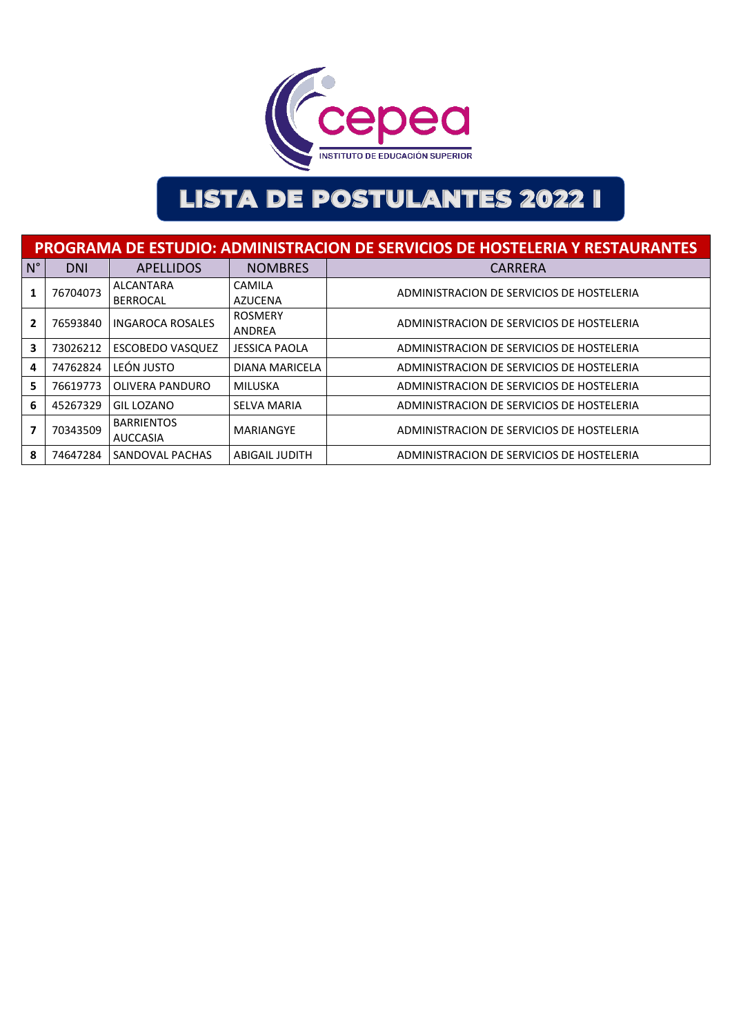cepea
INSTITUTO DE EDUCACIÓN SUPERIOR

# LISTA DE POSTULANTES 2022 I

| PROGRAMA DE ESTUDIO: ADMINISTRACION DE SERVICIOS DE HOSTELERIA Y RESTAURANTES | | | | |
|---|---|---|---|---|
| N° | DNI | APELLIDOS | NOMBRES | CARRERA |
| **1** | 76704073 | ALCANTARA BERROCAL | CAMILA AZUCENA | ADMINISTRACION DE SERVICIOS DE HOSTELERIA |
| **2** | 76593840 | INGAROCA ROSALES | ROSMERY ANDREA | ADMINISTRACION DE SERVICIOS DE HOSTELERIA |
| **3** | 73026212 | ESCOBEDO VASQUEZ | JESSICA PAOLA | ADMINISTRACION DE SERVICIOS DE HOSTELERIA |
| **4** | 74762824 | LEÓN JUSTO | DIANA MARICELA | ADMINISTRACION DE SERVICIOS DE HOSTELERIA |
| **5** | 76619773 | OLIVERA PANDURO | MILUSKA | ADMINISTRACION DE SERVICIOS DE HOSTELERIA |
| **6** | 45267329 | GIL LOZANO | SELVA MARIA | ADMINISTRACION DE SERVICIOS DE HOSTELERIA |
| **7** | 70343509 | BARRIENTOS AUCCASIA | MARIANGYE | ADMINISTRACION DE SERVICIOS DE HOSTELERIA |
| **8** | 74647284 | SANDOVAL PACHAS | ABIGAIL JUDITH | ADMINISTRACION DE SERVICIOS DE HOSTELERIA |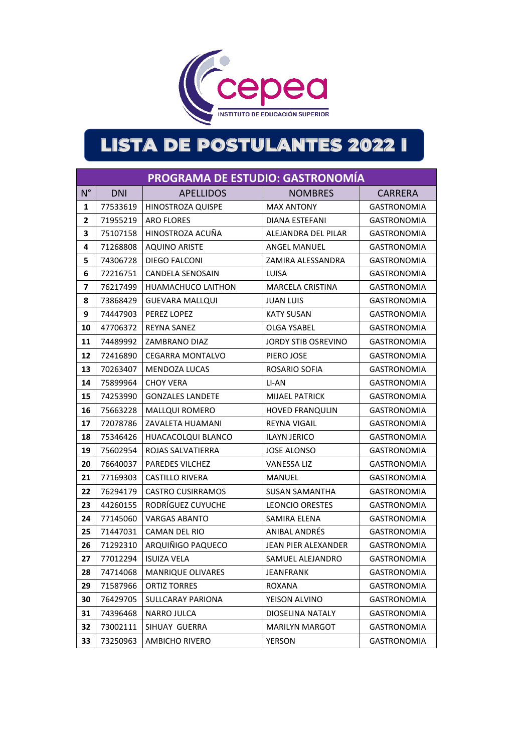cepea

INSTITUTO DE EDUCACIÓN SUPERIOR

# LISTA DE POSTULANTES 2022 I

| PROGRAMA DE ESTUDIO: GASTRONOMÍA | | | | |
|---|---|---|---|---|
| N° | DNI | APELLIDOS | NOMBRES | CARRERA |
| 1 | 77533619 | HINOSTROZA QUISPE | MAX ANTONY | GASTRONOMIA |
| 2 | 71955219 | ARO FLORES | DIANA ESTEFANI | GASTRONOMIA |
| 3 | 75107158 | HINOSTROZA ACUÑA | ALEJANDRA DEL PILAR | GASTRONOMIA |
| 4 | 71268808 | AQUINO ARISTE | ANGEL MANUEL | GASTRONOMIA |
| 5 | 74306728 | DIEGO FALCONI | ZAMIRA ALESSANDRA | GASTRONOMIA |
| 6 | 72216751 | CANDELA SENOSAIN | LUISA | GASTRONOMIA |
| 7 | 76217499 | HUAMACHUCO LAITHON | MARCELA CRISTINA | GASTRONOMIA |
| 8 | 73868429 | GUEVARA MALLQUI | JUAN LUIS | GASTRONOMIA |
| 9 | 74447903 | PEREZ LOPEZ | KATY SUSAN | GASTRONOMIA |
| 10 | 47706372 | REYNA SANEZ | OLGA YSABEL | GASTRONOMIA |
| 11 | 74489992 | ZAMBRANO DIAZ | JORDY STIB OSREVINO | GASTRONOMIA |
| 12 | 72416890 | CEGARRA MONTALVO | PIERO JOSE | GASTRONOMIA |
| 13 | 70263407 | MENDOZA LUCAS | ROSARIO SOFIA | GASTRONOMIA |
| 14 | 75899964 | CHOY VERA | LI-AN | GASTRONOMIA |
| 15 | 74253990 | GONZALES LANDETE | MIJAEL PATRICK | GASTRONOMIA |
| 16 | 75663228 | MALLQUI ROMERO | HOVED FRANQULIN | GASTRONOMIA |
| 17 | 72078786 | ZAVALETA HUAMANI | REYNA VIGAIL | GASTRONOMIA |
| 18 | 75346426 | HUACACOLQUI BLANCO | ILAYN JERICO | GASTRONOMIA |
| 19 | 75602954 | ROJAS SALVATIERRA | JOSE ALONSO | GASTRONOMIA |
| 20 | 76640037 | PAREDES VILCHEZ | VANESSA LIZ | GASTRONOMIA |
| 21 | 77169303 | CASTILLO RIVERA | MANUEL | GASTRONOMIA |
| 22 | 76294179 | CASTRO CUSIRRAMOS | SUSAN SAMANTHA | GASTRONOMIA |
| 23 | 44260155 | RODRÍGUEZ CUYUCHE | LEONCIO ORESTES | GASTRONOMIA |
| 24 | 77145060 | VARGAS ABANTO | SAMIRA ELENA | GASTRONOMIA |
| 25 | 71447031 | CAMAN DEL RIO | ANIBAL ANDRÉS | GASTRONOMIA |
| 26 | 71292310 | ARQUIÑIGO PAQUECO | JEAN PIER ALEXANDER | GASTRONOMIA |
| 27 | 77012294 | ISUIZA VELA | SAMUEL ALEJANDRO | GASTRONOMIA |
| 28 | 74714068 | MANRIQUE OLIVARES | JEANFRANK | GASTRONOMIA |
| 29 | 71587966 | ORTIZ TORRES | ROXANA | GASTRONOMIA |
| 30 | 76429705 | SULLCARAY PARIONA | YEISON ALVINO | GASTRONOMIA |
| 31 | 74396468 | NARRO JULCA | DIOSELINA NATALY | GASTRONOMIA |
| 32 | 73002111 | SIHUAY GUERRA | MARILYN MARGOT | GASTRONOMIA |
| 33 | 73250963 | AMBICHO RIVERO | YERSON | GASTRONOMIA |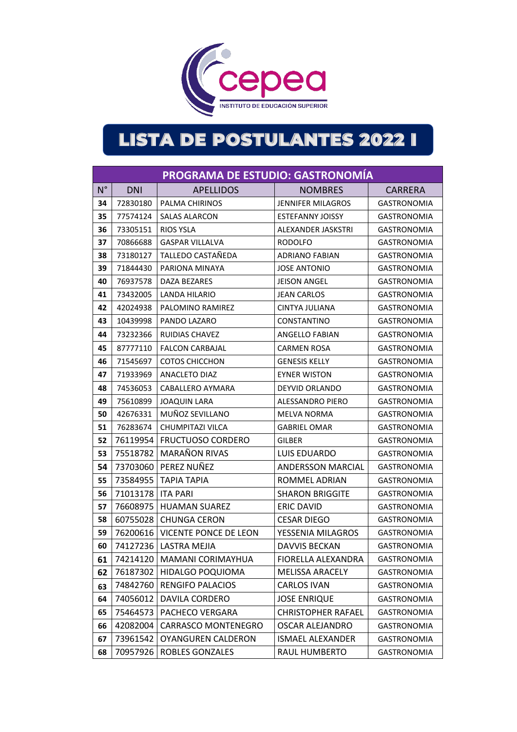cepea

INSTITUTO DE EDUCACIÓN SUPERIOR

# LISTA DE POSTULANTES 2022 I

| PROGRAMA DE ESTUDIO: GASTRONOMÍA | | | | |
|---|---|---|---|---|
| N° | DNI | APELLIDOS | NOMBRES | CARRERA |
| 34 | 72830180 | PALMA CHIRINOS | JENNIFER MILAGROS | GASTRONOMIA |
| 35 | 77574124 | SALAS ALARCON | ESTEFANNY JOISSY | GASTRONOMIA |
| 36 | 73305151 | RIOS YSLA | ALEXANDER JASKSTRI | GASTRONOMIA |
| 37 | 70866688 | GASPAR VILLALVA | RODOLFO | GASTRONOMIA |
| 38 | 73180127 | TALLEDO CASTAÑEDA | ADRIANO FABIAN | GASTRONOMIA |
| 39 | 71844430 | PARIONA MINAYA | JOSE ANTONIO | GASTRONOMIA |
| 40 | 76937578 | DAZA BEZARES | JEISON ANGEL | GASTRONOMIA |
| 41 | 73432005 | LANDA HILARIO | JEAN CARLOS | GASTRONOMIA |
| 42 | 42024938 | PALOMINO RAMIREZ | CINTYA JULIANA | GASTRONOMIA |
| 43 | 10439998 | PANDO LAZARO | CONSTANTINO | GASTRONOMIA |
| 44 | 73232366 | RUIDIAS CHAVEZ | ANGELLO FABIAN | GASTRONOMIA |
| 45 | 87777110 | FALCON CARBAJAL | CARMEN ROSA | GASTRONOMIA |
| 46 | 71545697 | COTOS CHICCHON | GENESIS KELLY | GASTRONOMIA |
| 47 | 71933969 | ANACLETO DIAZ | EYNER WISTON | GASTRONOMIA |
| 48 | 74536053 | CABALLERO AYMARA | DEYVID ORLANDO | GASTRONOMIA |
| 49 | 75610899 | JOAQUIN LARA | ALESSANDRO PIERO | GASTRONOMIA |
| 50 | 42676331 | MUÑOZ SEVILLANO | MELVA NORMA | GASTRONOMIA |
| 51 | 76283674 | CHUMPITAZI VILCA | GABRIEL OMAR | GASTRONOMIA |
| 52 | 76119954 | FRUCTUOSO CORDERO | GILBER | GASTRONOMIA |
| 53 | 75518782 | MARAÑON RIVAS | LUIS EDUARDO | GASTRONOMIA |
| 54 | 73703060 | PEREZ NUÑEZ | ANDERSSON MARCIAL | GASTRONOMIA |
| 55 | 73584955 | TAPIA TAPIA | ROMMEL ADRIAN | GASTRONOMIA |
| 56 | 71013178 | ITA PARI | SHARON BRIGGITE | GASTRONOMIA |
| 57 | 76608975 | HUAMAN SUAREZ | ERIC DAVID | GASTRONOMIA |
| 58 | 60755028 | CHUNGA CERON | CESAR DIEGO | GASTRONOMIA |
| 59 | 76200616 | VICENTE PONCE DE LEON | YESSENIA MILAGROS | GASTRONOMIA |
| 60 | 74127236 | LASTRA MEJIA | DAVVIS BECKAN | GASTRONOMIA |
| 61 | 74214120 | MAMANI CORIMAYHUA | FIORELLA ALEXANDRA | GASTRONOMIA |
| 62 | 76187302 | HIDALGO POQUIOMA | MELISSA ARACELY | GASTRONOMIA |
| 63 | 74842760 | RENGIFO PALACIOS | CARLOS IVAN | GASTRONOMIA |
| 64 | 74056012 | DAVILA CORDERO | JOSE ENRIQUE | GASTRONOMIA |
| 65 | 75464573 | PACHECO VERGARA | CHRISTOPHER RAFAEL | GASTRONOMIA |
| 66 | 42082004 | CARRASCO MONTENEGRO | OSCAR ALEJANDRO | GASTRONOMIA |
| 67 | 73961542 | OYANGUREN CALDERON | ISMAEL ALEXANDER | GASTRONOMIA |
| 68 | 70957926 | ROBLES GONZALES | RAUL HUMBERTO | GASTRONOMIA |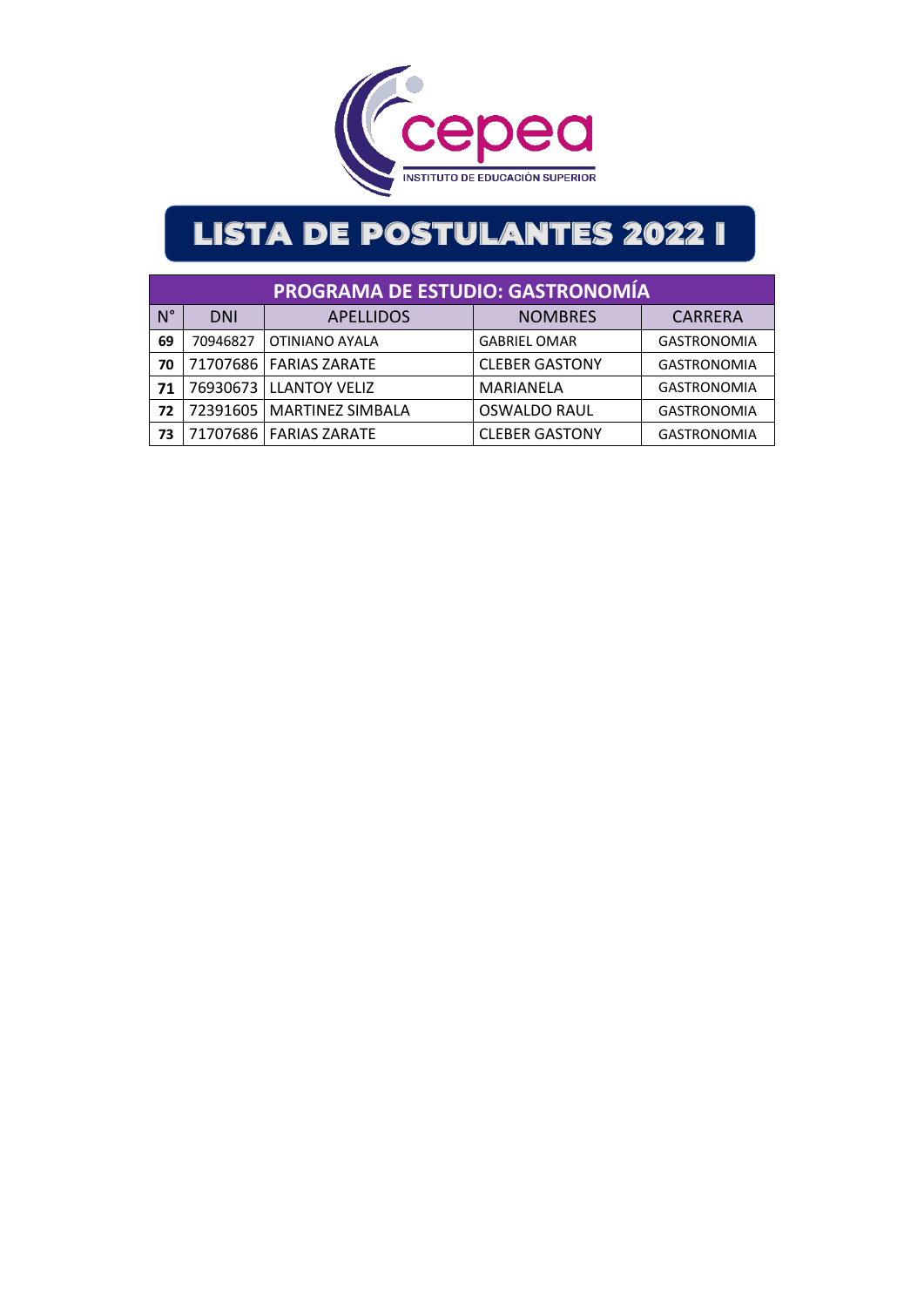cepea

INSTITUTO DE EDUCACIÓN SUPERIOR

# LISTA DE POSTULANTES 2022 I

| PROGRAMA DE ESTUDIO: GASTRONOMÍA | | | | |
|---|---|---|---|---|
| N° | DNI | APELLIDOS | NOMBRES | CARRERA |
| **69** | 70946827 | OTINIANO AYALA | GABRIEL OMAR | GASTRONOMIA |
| **70** | 71707686 | FARIAS ZARATE | CLEBER GASTONY | GASTRONOMIA |
| **71** | 76930673 | LLANTOY VELIZ | MARIANELA | GASTRONOMIA |
| **72** | 72391605 | MARTINEZ SIMBALA | OSWALDO RAUL | GASTRONOMIA |
| **73** | 71707686 | FARIAS ZARATE | CLEBER GASTONY | GASTRONOMIA |